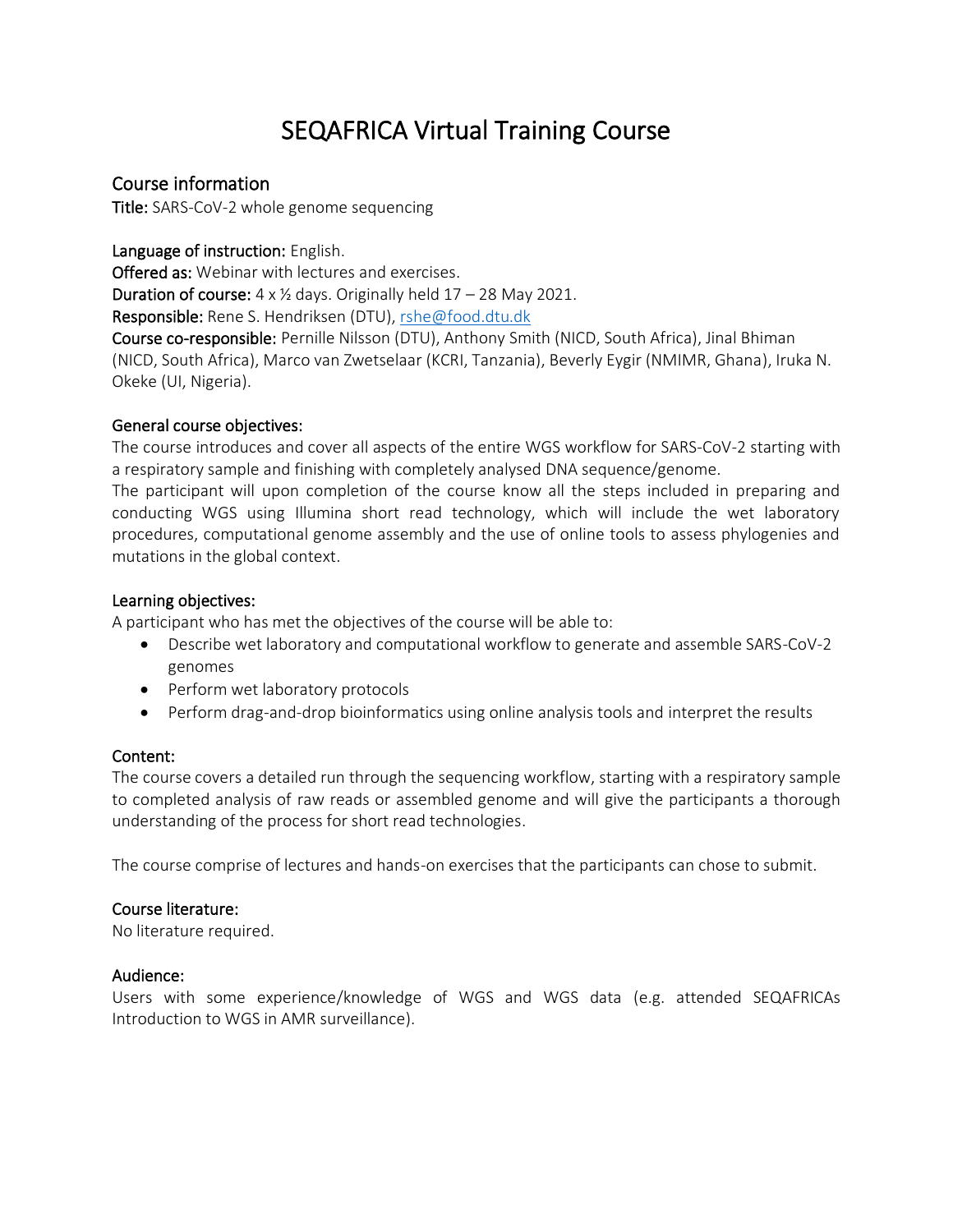# SEQAFRICA Virtual Training Course

## Course information

**Title:** SARS-CoV-2 whole genome sequencing

**Language of instruction:** English.
**Offered as:** Webinar with lectures and exercises.
**Duration of course:** 4 x ½ days. Originally held 17 – 28 May 2021.
**Responsible:** Rene S. Hendriksen (DTU), rshe@food.dtu.dk
**Course co-responsible:** Pernille Nilsson (DTU), Anthony Smith (NICD, South Africa), Jinal Bhiman (NICD, South Africa), Marco van Zwetselaar (KCRI, Tanzania), Beverly Eygir (NMIMR, Ghana), Iruka N. Okeke (UI, Nigeria).

### General course objectives:

The course introduces and cover all aspects of the entire WGS workflow for SARS-CoV-2 starting with a respiratory sample and finishing with completely analysed DNA sequence/genome.
The participant will upon completion of the course know all the steps included in preparing and conducting WGS using Illumina short read technology, which will include the wet laboratory procedures, computational genome assembly and the use of online tools to assess phylogenies and mutations in the global context.

### Learning objectives:

A participant who has met the objectives of the course will be able to:

- Describe wet laboratory and computational workflow to generate and assemble SARS-CoV-2 genomes
- Perform wet laboratory protocols
- Perform drag-and-drop bioinformatics using online analysis tools and interpret the results

### Content:

The course covers a detailed run through the sequencing workflow, starting with a respiratory sample to completed analysis of raw reads or assembled genome and will give the participants a thorough understanding of the process for short read technologies.

The course comprise of lectures and hands-on exercises that the participants can chose to submit.

### Course literature:

No literature required.

### Audience:

Users with some experience/knowledge of WGS and WGS data (e.g. attended SEQAFRICAs Introduction to WGS in AMR surveillance).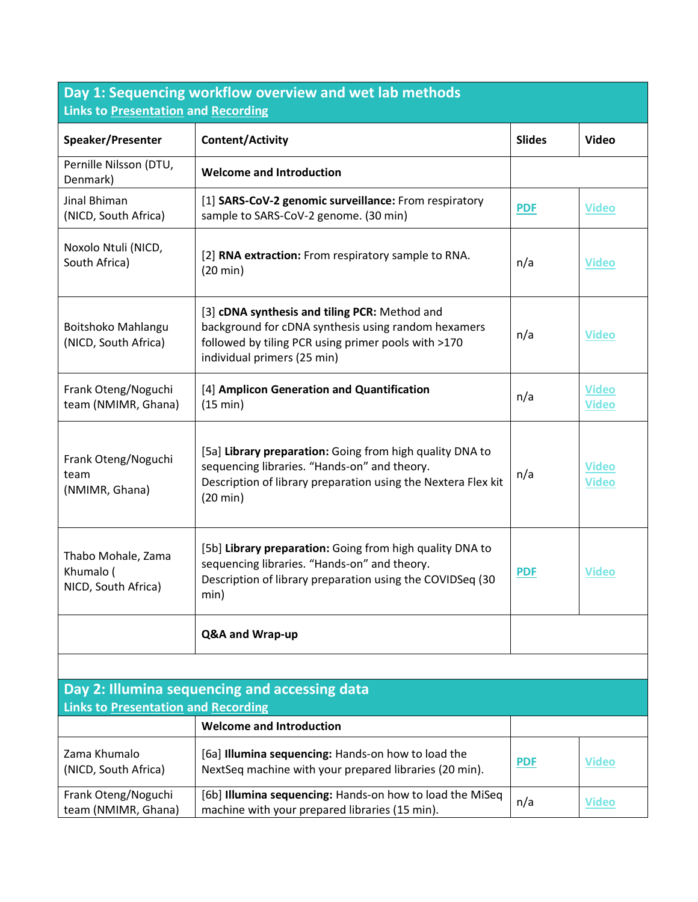## Day 1: Sequencing workflow overview and wet lab methods

Links to Presentation and Recording

| Speaker/Presenter | Content/Activity | Slides | Video |
|---|---|---|---|
| Pernille Nilsson (DTU, Denmark) | **Welcome and Introduction** | | |
| Jinal Bhiman (NICD, South Africa) | [1] **SARS-CoV-2 genomic surveillance:** From respiratory sample to SARS-CoV-2 genome. (30 min) | PDF | Video |
| Noxolo Ntuli (NICD, South Africa) | [2] **RNA extraction:** From respiratory sample to RNA. (20 min) | n/a | Video |
| Boitshoko Mahlangu (NICD, South Africa) | [3] **cDNA synthesis and tiling PCR:** Method and background for cDNA synthesis using random hexamers followed by tiling PCR using primer pools with >170 individual primers (25 min) | n/a | Video |
| Frank Oteng/Noguchi team (NMIMR, Ghana) | [4] **Amplicon Generation and Quantification** (15 min) | n/a | Video Video |
| Frank Oteng/Noguchi team (NMIMR, Ghana) | [5a] **Library preparation:** Going from high quality DNA to sequencing libraries. "Hands-on" and theory. Description of library preparation using the Nextera Flex kit (20 min) | n/a | Video Video |
| Thabo Mohale, Zama Khumalo ( NICD, South Africa) | [5b] **Library preparation:** Going from high quality DNA to sequencing libraries. "Hands-on" and theory. Description of library preparation using the COVIDSeq (30 min) | PDF | Video |
| | **Q&A and Wrap-up** | | |

## Day 2: Illumina sequencing and accessing data

Links to Presentation and Recording

| Speaker/Presenter | Content/Activity | Slides | Video |
|---|---|---|---|
| | **Welcome and Introduction** | | |
| Zama Khumalo (NICD, South Africa) | [6a] **Illumina sequencing:** Hands-on how to load the NextSeq machine with your prepared libraries (20 min). | PDF | Video |
| Frank Oteng/Noguchi team (NMIMR, Ghana) | [6b] **Illumina sequencing:** Hands-on how to load the MiSeq machine with your prepared libraries (15 min). | n/a | Video |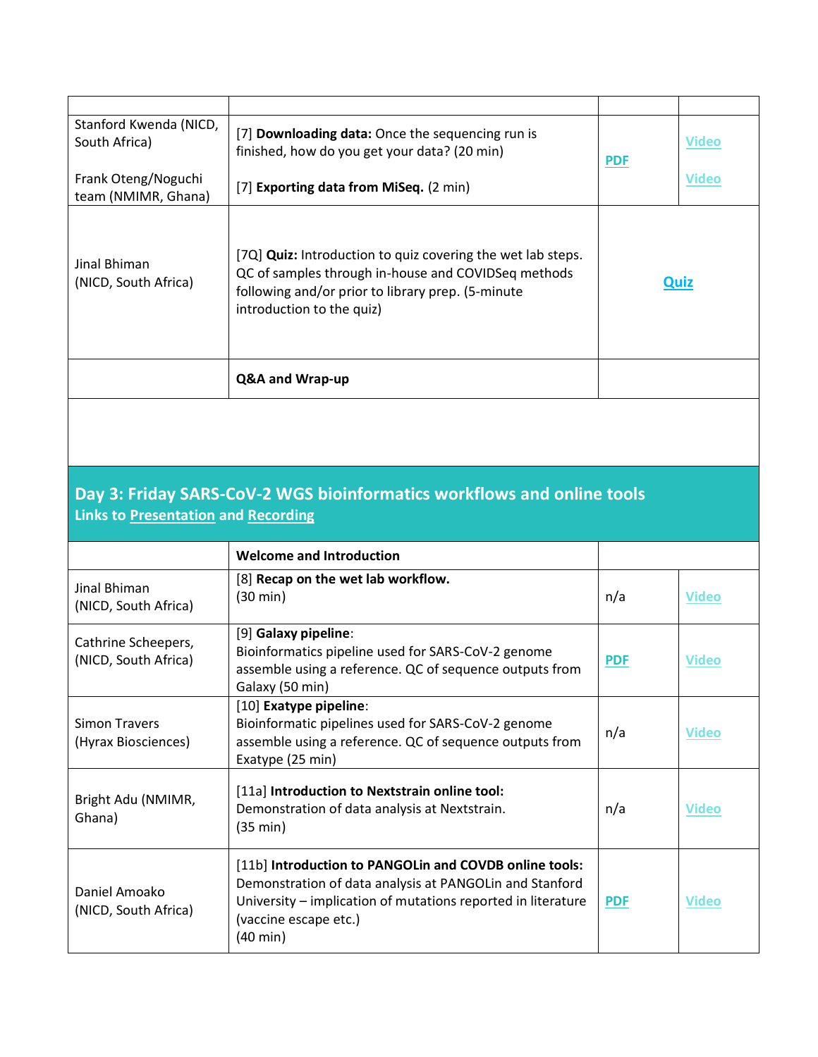| | | | |
|---|---|---|---|
| Stanford Kwenda (NICD, South Africa)<br><br>Frank Oteng/Noguchi team (NMIMR, Ghana) | [7] **Downloading data:** Once the sequencing run is finished, how do you get your data? (20 min)<br><br>[7] **Exporting data from MiSeq.** (2 min) | PDF | Video<br><br>Video |
| Jinal Bhiman (NICD, South Africa) | [7Q] **Quiz:** Introduction to quiz covering the wet lab steps. QC of samples through in-house and COVIDSeq methods following and/or prior to library prep. (5-minute introduction to the quiz) | **Quiz** | |
| | **Q&A and Wrap-up** | | |

## Day 3: Friday SARS-CoV-2 WGS bioinformatics workflows and online tools

**Links to Presentation and Recording**

| | | | |
|---|---|---|---|
| | **Welcome and Introduction** | | |
| Jinal Bhiman (NICD, South Africa) | [8] **Recap on the wet lab workflow.** (30 min) | n/a | Video |
| Cathrine Scheepers, (NICD, South Africa) | [9] **Galaxy pipeline**: Bioinformatics pipeline used for SARS-CoV-2 genome assemble using a reference. QC of sequence outputs from Galaxy (50 min) | PDF | Video |
| Simon Travers (Hyrax Biosciences) | [10] **Exatype pipeline**: Bioinformatic pipelines used for SARS-CoV-2 genome assemble using a reference. QC of sequence outputs from Exatype (25 min) | n/a | Video |
| Bright Adu (NMIMR, Ghana) | [11a] **Introduction to Nextstrain online tool:** Demonstration of data analysis at Nextstrain. (35 min) | n/a | Video |
| Daniel Amoako (NICD, South Africa) | [11b] **Introduction to PANGOLin and COVDB online tools:** Demonstration of data analysis at PANGOLin and Stanford University – implication of mutations reported in literature (vaccine escape etc.) (40 min) | PDF | Video |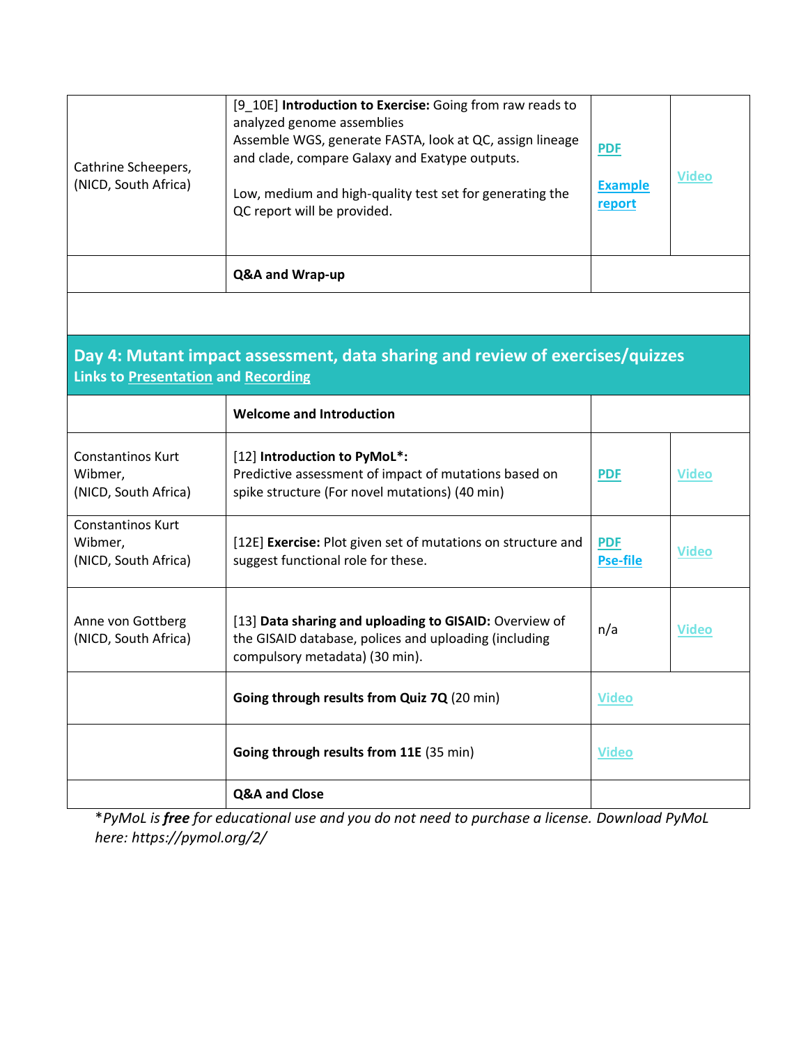| | | | |
|---|---|---|---|
| Cathrine Scheepers, (NICD, South Africa) | [9_10E] **Introduction to Exercise:** Going from raw reads to analyzed genome assemblies<br>Assemble WGS, generate FASTA, look at QC, assign lineage and clade, compare Galaxy and Exatype outputs.<br><br>Low, medium and high-quality test set for generating the QC report will be provided. | PDF<br><br>Example report | Video |
| | **Q&A and Wrap-up** | | |

## Day 4: Mutant impact assessment, data sharing and review of exercises/quizzes

**Links to Presentation and Recording**

| | | | |
|---|---|---|---|
| | **Welcome and Introduction** | | |
| Constantinos Kurt Wibmer, (NICD, South Africa) | [12] **Introduction to PyMoL*:** Predictive assessment of impact of mutations based on spike structure (For novel mutations) (40 min) | PDF | Video |
| Constantinos Kurt Wibmer, (NICD, South Africa) | [12E] **Exercise:** Plot given set of mutations on structure and suggest functional role for these. | PDF<br>Pse-file | Video |
| Anne von Gottberg (NICD, South Africa) | [13] **Data sharing and uploading to GISAID:** Overview of the GISAID database, polices and uploading (including compulsory metadata) (30 min). | n/a | Video |
| | **Going through results from Quiz 7Q** (20 min) | Video | |
| | **Going through results from 11E** (35 min) | Video | |
| | **Q&A and Close** | | |

**PyMoL is* ***free*** *for educational use and you do not need to purchase a license. Download PyMoL here: https://pymol.org/2/*